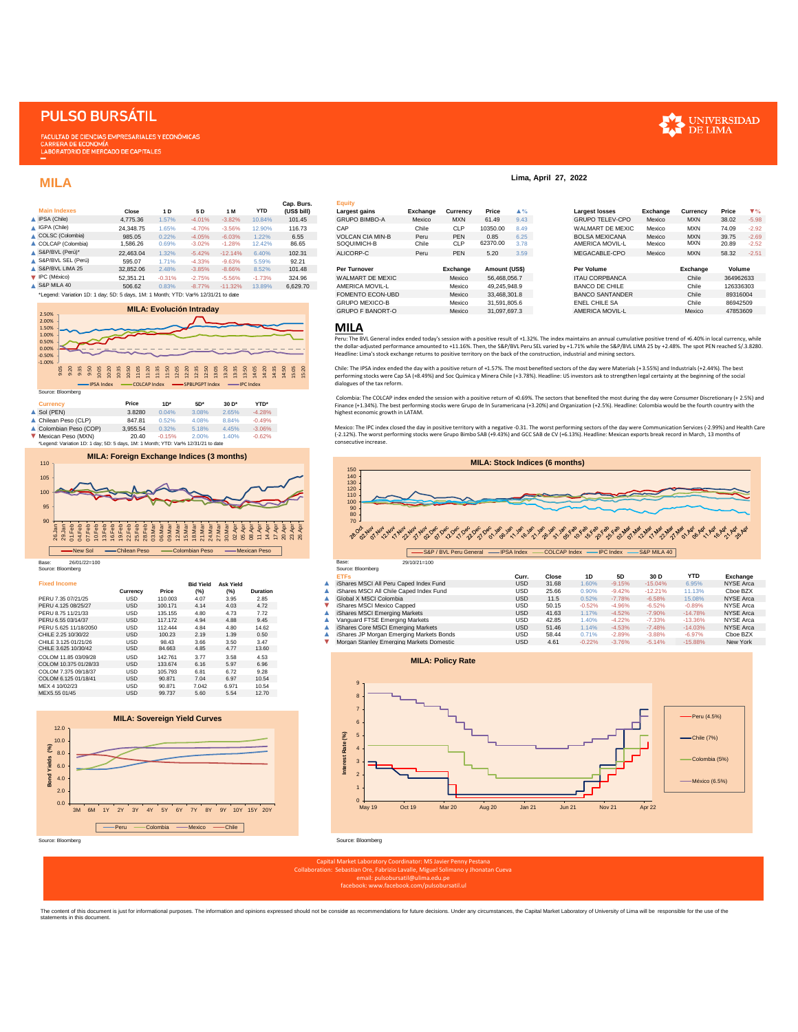# PULSO BURSÁTIL

FACULTAD DE CIENCIAS EMPRESARIALES Y ECONÓMICAS
CARRERA DE ECONOMÍA
LABORATORIO DE MERCADO DE CAPITALES

UNIVERSIDAD DE LIMA

## MILA

Lima, April 27, 2022

| Main Indexes | Close | 1 D | 5 D | 1 M | YTD | Cap. Burs. (US$ bill) |
|---|---|---|---|---|---|---|
| ▲ IPSA (Chile) | 4,775.36 | 1.57% | -4.01% | -3.82% | 10.84% | 101.45 |
| ▲ IGPA (Chile) | 24,348.75 | 1.65% | -4.70% | -3.56% | 12.90% | 116.73 |
| ▲ COLSC (Colombia) | 985.05 | 0.22% | -4.05% | -6.03% | 1.22% | 6.55 |
| ▲ COLCAP (Colombia) | 1,586.26 | 0.69% | -3.02% | -1.28% | 12.42% | 86.65 |
| ▲ S&P/BVL (Perú)* | 22,463.04 | 1.32% | -5.42% | -12.14% | 6.40% | 102.31 |
| ▲ S&P/BVL SEL (Perú) | 595.07 | 1.71% | -4.33% | -9.63% | 5.59% | 92.21 |
| ▲ S&P/BVL LIMA 25 | 32,852.06 | 2.48% | -3.85% | -8.66% | 8.52% | 101.48 |
| ▼ IPC (México) | 52,351.21 | -0.31% | -2.75% | -5.56% | -1.73% | 324.96 |
| ▲ S&P MILA 40 | 506.62 | 0.83% | -8.77% | -11.32% | 13.89% | 6,629.70 |

*Legend: Variation 1D: 1 day; 5D: 5 days, 1M: 1 Month; YTD: Var% 12/31/21 to date

**MILA: Evolución Intraday**

Source: Bloomberg

| Currency | Price | 1D* | 5D* | 30 D* | YTD* |
|---|---|---|---|---|---|
| ▲ Sol (PEN) | 3.8280 | 0.04% | 3.08% | 2.65% | -4.28% |
| ▲ Chilean Peso (CLP) | 847.81 | 0.52% | 4.08% | 8.84% | -0.49% |
| ▲ Colombian Peso (COP) | 3,955.54 | 0.32% | 5.18% | 4.45% | -3.06% |
| ▼ Mexican Peso (MXN) | 20.40 | -0.15% | 2.00% | 1.40% | -0.62% |

*Legend: Variation 1D: 1 day; 5D: 5 days, 1M: 1 Month; YTD: Var% 12/31/21 to date

**MILA: Foreign Exchange Indices (3 months)**

Base: 26/01/22=100
Source: Bloomberg

| Fixed Income | Currency | Price | Bid Yield (%) | Ask Yield (%) | Duration |
|---|---|---|---|---|---|
| PERU 7.35 07/21/25 | USD | 110.003 | 4.07 | 3.95 | 2.85 |
| PERU 4.125 08/25/27 | USD | 100.171 | 4.14 | 4.03 | 4.72 |
| PERU 8.75 11/21/33 | USD | 135.155 | 4.80 | 4.73 | 7.72 |
| PERU 6.55 03/14/37 | USD | 117.172 | 4.94 | 4.88 | 9.45 |
| PERU 5.625 11/18/2050 | USD | 112.444 | 4.84 | 4.80 | 14.62 |
| CHILE 2.25 10/30/22 | USD | 100.23 | 2.19 | 1.39 | 0.50 |
| CHILE 3.125 01/21/26 | USD | 98.43 | 3.66 | 3.50 | 3.47 |
| CHILE 3.625 10/30/42 | USD | 84.663 | 4.85 | 4.77 | 13.60 |
| COLOM 11.85 03/09/28 | USD | 142.761 | 3.77 | 3.58 | 4.53 |
| COLOM 10.375 01/28/33 | USD | 133.674 | 6.16 | 5.97 | 6.96 |
| COLOM 7.375 09/18/37 | USD | 105.793 | 6.81 | 6.72 | 9.28 |
| COLOM 6.125 01/18/41 | USD | 90.871 | 7.04 | 6.97 | 10.54 |
| MEX 4 10/02/23 | USD | 90.871 | 7.042 | 6.971 | 10.54 |
| MEX5.55 01/45 | USD | 99.737 | 5.60 | 5.54 | 12.70 |

**MILA: Sovereign Yield Curves**

Source: Bloomberg

**Equity**

| Largest gains | Exchange | Currency | Price | ▲% |
|---|---|---|---|---|
| GRUPO BIMBO-A | Mexico | MXN | 61.49 | 9.43 |
| CAP | Chile | CLP | 10350.00 | 8.49 |
| VOLCAN CIA MIN-B | Peru | PEN | 0.85 | 6.25 |
| SOQUIMICH-B | Chile | CLP | 62370.00 | 3.78 |
| ALICORP-C | Peru | PEN | 5.20 | 3.59 |

| Largest losses | Exchange | Currency | Price | ▼% |
|---|---|---|---|---|
| GRUPO TELEV-CPO | Mexico | MXN | 38.02 | -5.98 |
| WALMART DE MEXIC | Mexico | MXN | 74.09 | -2.92 |
| BOLSA MEXICANA | Mexico | MXN | 39.75 | -2.69 |
| AMERICA MOVIL-L | Mexico | MXN | 20.89 | -2.52 |
| MEGACABLE-CPO | Mexico | MXN | 58.32 | -2.51 |

| Per Turnover | Exchange | Amount (US$) |
|---|---|---|
| WALMART DE MEXIC | Mexico | 56,468,056.7 |
| AMERICA MOVIL-L | Mexico | 49,245,948.9 |
| FOMENTO ECON-UBD | Mexico | 33,468,301.8 |
| GRUPO MEXICO-B | Mexico | 31,591,805.6 |
| GRUPO F BANORT-O | Mexico | 31,097,697.3 |

| Per Volume | Exchange | Volume |
|---|---|---|
| ITAU CORPBANCA | Chile | 364962633 |
| BANCO DE CHILE | Chile | 126336303 |
| BANCO SANTANDER | Chile | 89316004 |
| ENEL CHILE SA | Chile | 86942509 |
| AMERICA MOVIL-L | Mexico | 47853609 |

## MILA

Peru: The BVL General index ended today's session with a positive result of +1.32%. The index maintains an annual cumulative positive trend of +6.40% in local currency, while the dollar-adjusted performance amounted to +11.16%. Then, the S&P/BVL Peru SEL varied by +1.71% while the S&P/BVL LIMA 25 by +2.48%. The spot PEN reached S/ 3.8280. Headline: Lima's stock exchange returns to positive territory on the back of the construction, industrial and mining sectors.

Chile: The IPSA index ended the day with a positive return of +1.57%. The most benefited sectors of the day were Materials (+3.55%) and Industrials (+2.44%). The best performing stocks were Cap SA (+8.49%) and Soc Química y Minera Chile (+3.78%). Headline: US investors ask to strengthen legal certainty at the beginning of the social dialogues of the tax reform.

Colombia: The COLCAP index ended the session with a positive return of +0.69%. The sectors that benefited the most during the day were Consumer Discretionary (+ 2.5%) and Finance (+1.34%). The best performing stocks were Grupo de In Suramericana (+3.20%) and Organization (+2.5%). Headline: Colombia would be the fourth country with the highest economic growth in LATAM.

Mexico: The IPC index closed the day in positive territory with a negative -0.31. The worst performing sectors of the day were Communication Services (-2.99%) and Health Care (-2.12%). The worst performing stocks were Grupo Bimbo SAB (+9.43%) and GCC SAB de CV (+6.13%). Headline: Mexican exports break record in March, 13 months of consecutive increase.

**MILA: Stock Indices (6 months)**

Base: 29/10/21=100
Source: Bloomberg

| ETFs | Curr. | Close | 1D | 5D | 30 D | YTD | Exchange |
|---|---|---|---|---|---|---|---|
| ▲ iShares MSCI All Peru Caped Index Fund | USD | 31.68 | 1.60% | -9.15% | -15.04% | 6.95% | NYSE Arca |
| ▲ iShares MSCI All Chile Caped Index Fund | USD | 25.66 | 0.90% | -9.42% | -12.21% | 11.13% | Cboe BZX |
| ▲ Global X MSCI Colombia | USD | 11.5 | 0.52% | -7.78% | -6.58% | 15.08% | NYSE Arca |
| ▼ iShares MSCI Mexico Capped | USD | 50.15 | -0.52% | -4.96% | -6.52% | -0.89% | NYSE Arca |
| ▲ iShares MSCI Emerging Markets | USD | 41.63 | 1.17% | -4.52% | -7.90% | -14.78% | NYSE Arca |
| ▲ Vanguard FTSE Emerging Markets | USD | 42.85 | 1.40% | -4.22% | -7.33% | -13.36% | NYSE Arca |
| ▲ iShares Core MSCI Emerging Markets | USD | 51.46 | 1.14% | -4.53% | -7.48% | -14.03% | NYSE Arca |
| ▲ iShares JP Morgan Emerging Markets Bonds | USD | 58.44 | 0.71% | -2.89% | -3.88% | -6.97% | Cboe BZX |
| ▼ Morgan Stanley Emerging Markets Domestic | USD | 4.61 | -0.22% | -3.76% | -5.14% | -15.88% | New York |

**MILA: Policy Rate**

Peru (4.5%), Chile (7%), Colombia (5%), México (6.5%)

Source: Bloomberg

Capital Market Laboratory Coordinator: MS Javier Penny Pestana
Collaboration: Sebastian Ore, Fabrizio Lavalle, Miguel Solimano y Jhonatan Cueva
email: pulsobursatil@ulima.edu.pe
facebook: www.facebook.com/pulsobursatil.ul

The content of this document is just for informational purposes. The information and opinions expressed should not be consider as recommendations for future decisions. Under any circumstances, the Capital Market Laboratory of University of Lima will be responsible for the use of the statements in this document.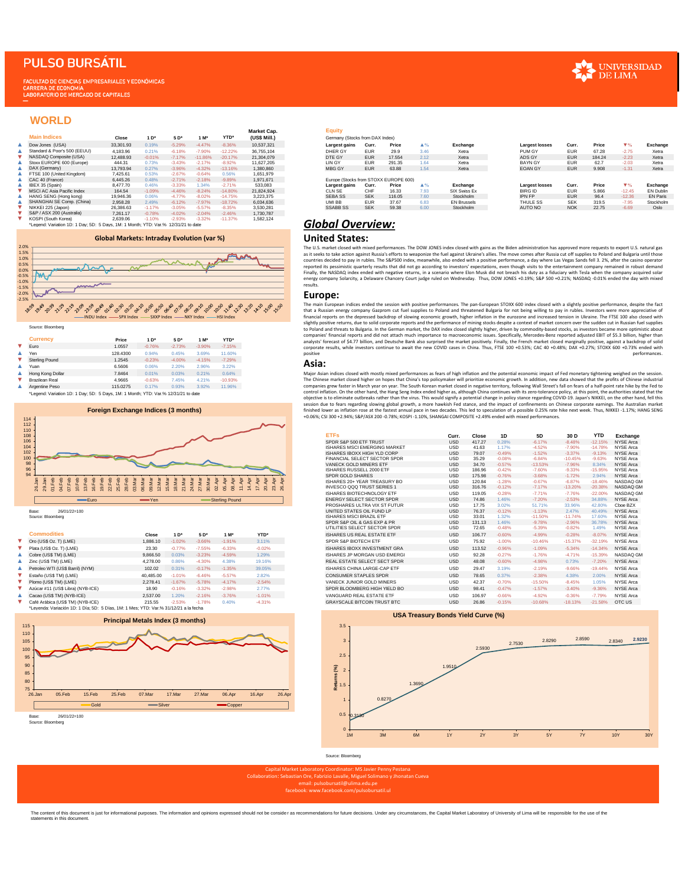# PULSO BURSÁTIL

FACULTAD DE CIENCIAS EMPRESARIALES Y ECONÓMICAS
CARRERA DE ECONOMÍA
LABORATORIO DE MERCADO DE CAPITALES

UNIVERSIDAD DE LIMA

## WORLD

| | Main Indices | Close | 1 D* | 5 D* | 1 M* | YTD* | Market Cap. (US$ Mill.) |
|---|---|---|---|---|---|---|---|
| ▲ | Dow Jones (USA) | 33,301.93 | 0.19% | -5.29% | -4.47% | -8.36% | 10,537,321 |
| ▲ | Standard & Poor's 500 (EEUU) | 4,183.96 | 0.21% | -6.18% | -7.90% | -12.22% | 36,755,104 |
| ▼ | NASDAQ Composite (USA) | 12,488.93 | -0.01% | -7.17% | -11.86% | -20.17% | 21,304,079 |
| ▲ | Stoxx EUROPE 600 (Europe) | 444.31 | 0.73% | -3.43% | -2.17% | -8.92% | 11,627,205 |
| ▲ | DAX (Germany) | 13,793.94 | 0.27% | -3.96% | -4.32% | -13.16% | 1,380,860 |
| ▲ | FTSE 100 (United Kingdom) | 7,425.61 | 0.53% | -2.67% | -0.64% | 0.56% | 1,651,979 |
| ▲ | CAC 40 (France) | 6,445.26 | 0.48% | -2.71% | -2.18% | -9.89% | 1,971,671 |
| ▲ | IBEX 35 (Spain) | 8,477.70 | 0.46% | -3.33% | 1.34% | -2.71% | 533,083 |
| ▼ | MSCI AC Asia Pacific Index | 164.54 | -1.09% | -4.46% | -8.24% | -14.80% | 21,824,924 |
| ▲ | HANG SENG (Hong kong) | 19,946.36 | 0.06% | -4.77% | -8.02% | -14.75% | 3,223,375 |
| ▲ | SHANGHAI SE Comp. (China) | 2,958.28 | 2.49% | -6.12% | -7.97% | -18.72% | 6,034,636 |
| ▼ | NIKKEI 225 (Japon) | 26,386.63 | -1.17% | -3.05% | -5.57% | -8.35% | 3,530,281 |
| ▼ | S&P / ASX 200 (Australia) | 7,261.17 | -0.78% | -4.02% | -2.04% | -2.46% | 1,730,787 |
| ▼ | KOSPI (South Korea) | 2,639.06 | -1.10% | -2.93% | -3.32% | -11.37% | 1,582,124 |

*Legend: Variation 1D: 1 Day; 5D: 5 Days, 1M: 1 Month; YTD: Var.% 12/31/21 to date

**Global Markets: Intraday Evolution (var %)**

Source: Bloomberg

| | Currency | Price | 1 D* | 5 D* | 1 M* | YTD* |
|---|---|---|---|---|---|---|
| ▼ | Euro | 1.0557 | -0.76% | -2.73% | -3.90% | -7.15% |
| ▲ | Yen | 128.4300 | 0.94% | 0.45% | 3.69% | 11.60% |
| ▼ | Sterling Pound | 1.2545 | -0.23% | -4.00% | -4.15% | -7.29% |
| ▲ | Yuan | 6.5606 | 0.06% | 2.20% | 2.96% | 3.22% |
| ▲ | Hong Kong Dollar | 7.8464 | 0.01% | 0.03% | 0.21% | 0.64% |
| ▼ | Brazilean Real | 4.9665 | -0.63% | 7.45% | 4.21% | -10.93% |
| ▲ | Argentine Peso | 115.0275 | 0.17% | 0.93% | 3.92% | 11.96% |

*Legend: Variation 1D: 1 Day; 5D: 5 Days, 1M: 1 Month; YTD: Var.% 12/31/21 to date

**Foreign Exchange Indices (3 months)**

Base: 26/01/22=100
Source: Bloomberg

| | Commodities | Close | 1 D* | 5 D* | 1 M* | YTD* |
|---|---|---|---|---|---|---|
| ▼ | Oro (US$ Oz. T) (LME) | 1,886.10 | -1.02% | -3.66% | -1.91% | 3.11% |
| ▼ | Plata (US$ Oz. T) (LME) | 23.30 | -0.77% | -7.55% | -6.33% | -0.02% |
| ▲ | Cobre (US$ TM) (LME) | 9,866.50 | 0.03% | -3.23% | -4.59% | 1.29% |
| ▲ | Zinc (US$ TM) (LME) | 4,278.00 | 0.86% | -4.30% | 4.38% | 19.16% |
| ▲ | Petroleo WTI (US$ Barril) (NYM) | 102.02 | 0.31% | -0.17% | -1.35% | 39.05% |
| ▼ | Estaño (US$ TM) (LME) | 40,485.00 | -1.01% | -6.46% | -5.57% | 2.82% |
| ▼ | Plomo (US$ TM) (LME) | 2,278.41 | -1.67% | -5.78% | -4.17% | -2.54% |
| ▼ | Azúcar #11 (US$ Libra) (NYB-ICE) | 18.90 | -0.16% | -3.32% | -2.98% | 2.77% |
| ▲ | Cacao (US$ TM) (NYB-ICE) | 2,537.00 | 1.20% | -2.16% | -3.76% | -1.01% |
| ▼ | Café Arábica (US$ TM) (NYB-ICE) | 215.55 | -2.53% | -1.78% | 0.40% | -4.31% |

*Leyenda: Variación 1D: 1 Día; 5D: 5 Días, 1M: 1 Mes; YTD: Var.% 31/12/21 a la fecha

**Principal Metals Index (3 months)**

Base: 26/01/22=100
Source: Bloomberg

### Equity

Germany (Stocks from DAX Index)

| Largest gains | Curr. | Price | ▲% | Exchange | Largest losses | Curr. | Price | ▼% | Exchange |
|---|---|---|---|---|---|---|---|---|---|
| DHER GY | EUR | 29.9 | 3.46 | Xetra | PUM GY | EUR | 67.28 | -2.75 | Xetra |
| DTE GY | EUR | 17.554 | 2.12 | Xetra | ADS GY | EUR | 184.24 | -2.23 | Xetra |
| LIN GY | EUR | 291.35 | 1.64 | Xetra | BAYN GY | EUR | 62.7 | -2.03 | Xetra |
| MBG GY | EUR | 63.88 | 1.54 | Xetra | EOAN GY | EUR | 9.908 | -1.31 | Xetra |

Europe (Stocks from STOXX EUROPE 600)

| Largest gains | Curr. | Price | ▲% | Exchange | Largest losses | Curr. | Price | ▼% | Exchange |
|---|---|---|---|---|---|---|---|---|---|
| CLN SE | CHF | 16.33 | 7.93 | SIX Swiss Ex | BIRG ID | EUR | 5.866 | -12.45 | EN Dublin |
| SEBA SS | SEK | 116.05 | 7.60 | Stockholm | IPN FP | EUR | 96.4 | -12.36 | EN Paris |
| UMI BB | EUR | 37.67 | 6.83 | EN Brussels | THULE SS | SEK | 319.5 | -7.95 | Stockholm |
| SSABB SS | SEK | 59.38 | 6.00 | Stockholm | AUTO NO | NOK | 22.75 | -6.69 | Oslo |

## *Global Overview:*

### United States:

The U.S. market closed with mixed performances. The DOW JONES index closed with gains as the Biden administration has approved more requests to export U.S. natural gas as it seeks to take action against Russia's efforts to weaponize the fuel against Ukraine's allies. The move comes after Russia cut off supplies to Poland and Bulgaria until those countries decided to pay in rubles. The S&P500 index, meanwhile, also ended with a positive performance, a day where Las Vegas Sands fell 3. 2%, after the casino operator reported its pessimistic quarterly results that did not go according to investors' expectations, even though visits to the entertainment company remained in robust demand Finally, the NASDAQ index ended with negative returns, in a scenario where Elon Musk did not breach his duty as a fiduciary with Tesla when the company acquired solar energy company Solarcity, a Delaware Chancery Court judge ruled on Wednesday. Thus, DOW JONES +0.19%; S&P 500 +0.21%; NASDAQ -0.01% ended the day with mixed results.

### Europe:

The main European indices ended the session with positive performances. The pan-European STOXX 600 index closed with a slightly positive performance, despite the fact that a Russian energy company Gazprom cut fuel supplies to Poland and threatened Bulgaria for not being willing to pay in rubles. Investors were more appreciative of financial reports on the depressed backdrop of slowing economic growth, higher inflation in the eurozone and increased tension in Ukraine. The FTSE 100 also closed with slightly positive returns, due to solid corporate reports and the performance of mining stocks despite a context of market concern over the sudden cut in Russian fuel supplies to Poland and threats to Bulgaria. In the German market, the DAX index closed slightly higher, driven by commodity-based stocks, as investors became more optimistic about companies' financial reports and did not attach much importance to macroeconomic issues. Specifically, Mercedes-Benz reported adjusted EBIT of $5.3 billion, higher than analysts' forecast of $4.77 billion, and Deutsche Bank also surprised the market positively. Finally, the French market closed marginally positive, against a backdrop of solid corporate results, while investors continue to await the new COVID cases in China. Thus, FTSE 100 +0.53%; CAC 40 +0.48%; DAX +0.27%; STOXX 600 +0.73% ended with positive performances.

### Asia:

Major Asian indices closed with mostly mixed performances as fears of high inflation and the potential economic impact of Fed monetary tightening weighed on the session. The Chinese market closed higher on hopes that China's top policymaker will prioritize economic growth. In addition, new data showed that the profits of Chinese industrial companies grew faster in March year on year. The South Korean market closed in negative territory, following Wall Street's fall on fears of a half-point rate hike by the Fed to control inflation. On the other hand, the Hang Seng Index ended higher, as China continues with its zero-tolerance policy, at this point, the authorities stated that the objective is to eliminate outbreaks rather than the virus. This would signify a potential change in policy stance regarding COVID-19. Japan's NIKKEI, on the other hand, fell this session due to fears regarding slowing global growth, a more hawkish Fed stance, and the threat of confinements on Chinese corporate earnings. The Australian market finished lower as inflation rose at the fastest annual pace in two decades. This led to speculation of a possible 0.25% rate hike next week. Thus, NIKKEI -1.17%; HANG SENG +0.06%; CSI 300 +2.94%; S&P/ASX 200 -0.78%; KOSPI -1.10%, SHANGAI COMPOSITE +2.49% ended with mixed performances.

| ETFs | Curr. | Close | 1D | 5D | 30 D | YTD | Exchange |
|---|---|---|---|---|---|---|---|
| SPDR S&P 500 ETF TRUST | USD | 417.27 | 0.28% | -6.17% | -8.48% | -12.15% | NYSE Arca |
| ISHARES MSCI EMERGING MARKET | USD | 41.63 | 1.17% | -4.52% | -7.90% | -14.78% | NYSE Arca |
| ISHARES IBOXX HIGH YLD CORP | USD | 79.07 | -0.49% | -1.52% | -3.37% | -9.13% | NYSE Arca |
| FINANCIAL SELECT SECTOR SPDR | USD | 35.29 | -0.08% | -6.84% | -10.45% | -9.63% | NYSE Arca |
| VANECK GOLD MINERS ETF | USD | 34.70 | -0.57% | -13.53% | -7.96% | 8.34% | NYSE Arca |
| ISHARES RUSSELL 2000 ETF | USD | 186.96 | -0.42% | -7.60% | -9.33% | -15.95% | NYSE Arca |
| SPDR GOLD SHARES | USD | 175.98 | -0.76% | -3.68% | -1.72% | 2.94% | NYSE Arca |
| ISHARES 20+ YEAR TREASURY BO | USD | 120.84 | -1.28% | -0.67% | -6.87% | -18.46% | NASDAQ GM |
| INVESCO QQQ TRUST SERIES 1 | USD | 316.76 | -0.12% | -7.17% | -13.20% | -20.38% | NASDAQ GM |
| ISHARES BIOTECHNOLOGY ETF | USD | 119.05 | -0.28% | -7.71% | -7.76% | -22.00% | NASDAQ GM |
| ENERGY SELECT SECTOR SPDR | USD | 74.86 | 1.46% | -7.20% | -2.53% | 34.88% | NYSE Arca |
| PROSHARES ULTRA VIX ST FUTUR | USD | 17.75 | 3.02% | 51.71% | 33.96% | 42.80% | Cboe BZX |
| UNITED STATES OIL FUND LP | USD | 76.37 | -0.12% | -1.13% | 2.47% | 40.49% | NYSE Arca |
| ISHARES MSCI BRAZIL ETF | USD | 33.01 | 1.32% | -11.50% | -11.74% | 17.60% | NYSE Arca |
| SPDR S&P OIL & GAS EXP & PR | USD | 131.13 | 1.46% | -9.78% | -2.96% | 36.78% | NYSE Arca |
| UTILITIES SELECT SECTOR SPDR | USD | 72.65 | -0.48% | -5.39% | -0.82% | 1.49% | NYSE Arca |
| ISHARES US REAL ESTATE ETF | USD | 106.77 | -0.60% | -4.99% | -0.28% | -8.07% | NYSE Arca |
| SPDR S&P BIOTECH ETF | USD | 75.92 | -1.00% | -10.46% | -15.37% | -32.19% | NYSE Arca |
| ISHARES IBOXX INVESTMENT GRA | USD | 113.52 | -0.96% | -1.09% | -5.34% | -14.34% | NYSE Arca |
| ISHARES JP MORGAN USD EMERGI | USD | 92.28 | -0.27% | -1.76% | -4.71% | -15.39% | NASDAQ GM |
| REAL ESTATE SELECT SECT SPDR | USD | 48.08 | -0.60% | -4.98% | 0.73% | -7.20% | NYSE Arca |
| ISHARES CHINA LARGE-CAP ETF | USD | 29.47 | 3.19% | -2.19% | -9.66% | -19.44% | NYSE Arca |
| CONSUMER STAPLES SPDR | USD | 78.65 | 0.37% | -2.38% | 4.38% | 2.00% | NYSE Arca |
| VANECK JUNIOR GOLD MINERS | USD | 42.37 | -0.70% | -15.50% | -8.45% | 1.05% | NYSE Arca |
| SPDR BLOOMBERG HIGH YIELD BO | USD | 98.41 | -0.47% | -1.57% | -3.40% | -9.36% | NYSE Arca |
| VANGUARD REAL ESTATE ETF | USD | 106.97 | -0.66% | -4.92% | -0.36% | -7.79% | NYSE Arca |
| GRAYSCALE BITCOIN TRUST BTC | USD | 26.86 | -0.15% | -10.68% | -18.13% | -21.58% | OTC US |

**USA Treasury Bonds Yield Curve (%)**

Source: Bloomberg

Capital Market Laboratory Coordinator: MS Javier Penny Pestana
Collaboration: Sebastian Ore, Fabrizio Lavalle, Miguel Solimano y Jhonatan Cueva
email: pulsobursatil@ulima.edu.pe
facebook: www.facebook.com/pulsobursatil.ul

The content of this document is just for informational purposes. The information and opinions expressed should not be conside r as recommendations for future decisions. Under any circumstances, the Capital Market Laboratory of University of Lima will be responsible for the use of the statements in this document.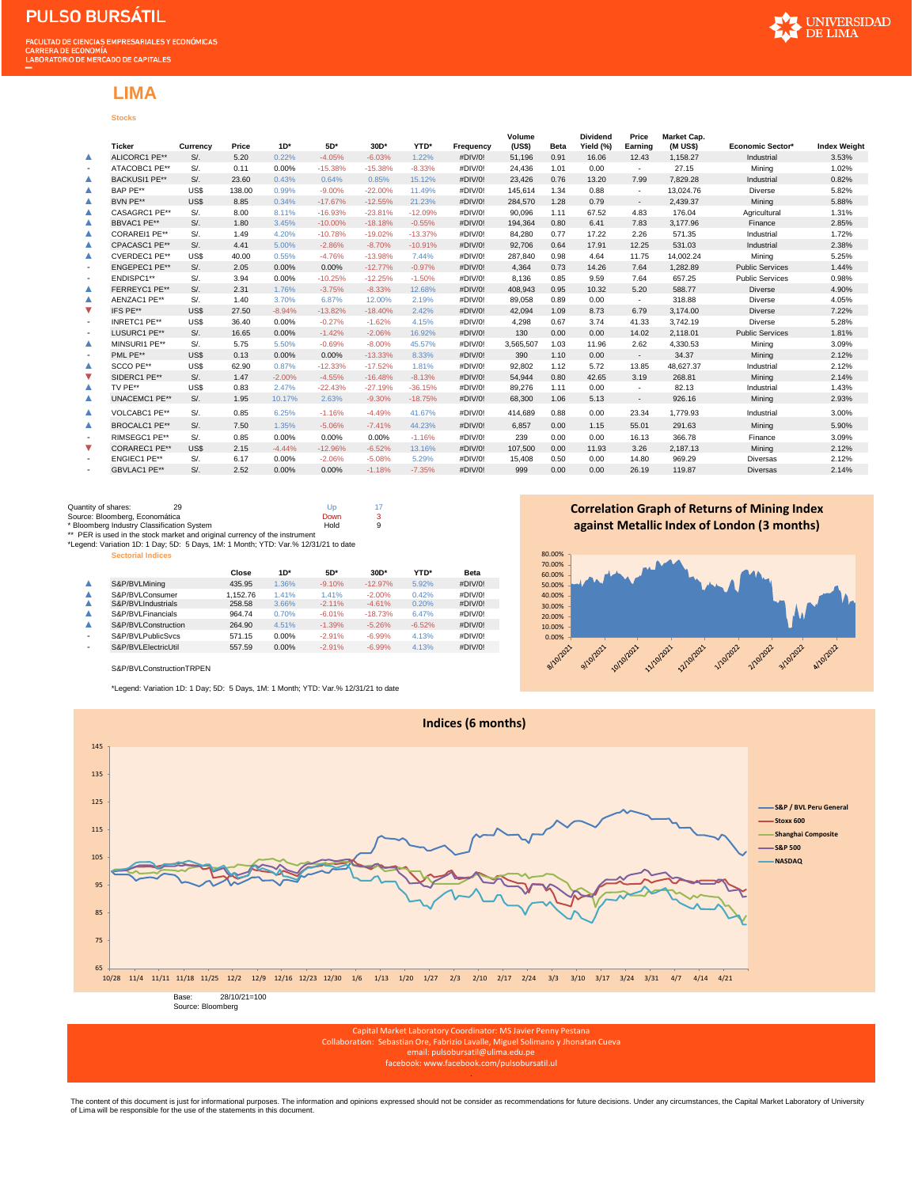# PULSO BURSÁTIL

FACULTAD DE CIENCIAS EMPRESARIALES Y ECONÓMICAS
CARRERA DE ECONOMÍA
LABORATORIO DE MERCADO DE CAPITALES

UNIVERSIDAD DE LIMA

## LIMA

### Stocks

| | Ticker | Currency | Price | 1D* | 5D* | 30D* | YTD* | Frequency | Volume (US$) | Beta | Dividend Yield (%) | Price Earning | Market Cap. (M US$) | Economic Sector* | Index Weight |
|---|---|---|---|---|---|---|---|---|---|---|---|---|---|---|---|
| ▲ | ALICORC1 PE** | S/. | 5.20 | 0.22% | -4.05% | -6.03% | 1.22% | #DIV/0! | 51,196 | 0.91 | 16.06 | 12.43 | 1,158.27 | Industrial | 3.53% |
| - | ATACOBC1 PE** | S/. | 0.11 | 0.00% | -15.38% | -15.38% | -8.33% | #DIV/0! | 24,436 | 1.01 | 0.00 | - | 27.15 | Mining | 1.02% |
| ▲ | BACKUSI1 PE** | S/. | 23.60 | 0.43% | 0.64% | 0.85% | 15.12% | #DIV/0! | 23,426 | 0.76 | 13.20 | 7.99 | 7,829.28 | Industrial | 0.82% |
| ▲ | BAP PE** | US$ | 138.00 | 0.99% | -9.00% | -22.00% | 11.49% | #DIV/0! | 145,614 | 1.34 | 0.88 | - | 13,024.76 | Diverse | 5.82% |
| ▲ | BVN PE** | US$ | 8.85 | 0.34% | -17.67% | -12.55% | 21.23% | #DIV/0! | 284,570 | 1.28 | 0.79 | - | 2,439.37 | Mining | 5.88% |
| ▲ | CASAGRC1 PE** | S/. | 8.00 | 8.11% | -16.93% | -23.81% | -12.09% | #DIV/0! | 90,096 | 1.11 | 67.52 | 4.83 | 176.04 | Agricultural | 1.31% |
| ▲ | BBVAC1 PE** | S/. | 1.80 | 3.45% | -10.00% | -18.18% | -0.55% | #DIV/0! | 194,364 | 0.80 | 6.41 | 7.83 | 3,177.96 | Finance | 2.85% |
| ▲ | CORAREI1 PE** | S/. | 1.49 | 4.20% | -10.78% | -19.02% | -13.37% | #DIV/0! | 84,280 | 0.77 | 17.22 | 2.26 | 571.35 | Industrial | 1.72% |
| ▲ | CPACASC1 PE** | S/. | 4.41 | 5.00% | -2.86% | -8.70% | -10.91% | #DIV/0! | 92,706 | 0.64 | 17.91 | 12.25 | 531.03 | Industrial | 2.38% |
| ▲ | CVERDEC1 PE** | US$ | 40.00 | 0.55% | -4.76% | -13.98% | 7.44% | #DIV/0! | 287,840 | 0.98 | 4.64 | 11.75 | 14,002.24 | Mining | 5.25% |
| - | ENGEPEC1 PE** | S/. | 2.05 | 0.00% | 0.00% | -12.77% | -0.97% | #DIV/0! | 4,364 | 0.73 | 14.26 | 7.64 | 1,282.89 | Public Services | 1.44% |
| - | ENDISPC1** | S/. | 3.94 | 0.00% | -10.25% | -12.25% | -1.50% | #DIV/0! | 8,136 | 0.85 | 9.59 | 7.64 | 657.25 | Public Services | 0.98% |
| ▲ | FERREYC1 PE** | S/. | 2.31 | 1.76% | -3.75% | -8.33% | 12.68% | #DIV/0! | 408,943 | 0.95 | 10.32 | 5.20 | 588.77 | Diverse | 4.90% |
| ▲ | AENZAC1 PE** | S/. | 1.40 | 3.70% | 6.87% | 12.00% | 2.19% | #DIV/0! | 89,058 | 0.89 | 0.00 | - | 318.88 | Diverse | 4.05% |
| ▼ | IFS PE** | US$ | 27.50 | -8.94% | -13.82% | -18.40% | 2.42% | #DIV/0! | 42,094 | 1.09 | 8.73 | 6.79 | 3,174.00 | Diverse | 7.22% |
| - | INRETC1 PE** | US$ | 36.40 | 0.00% | -0.27% | -1.62% | 4.15% | #DIV/0! | 4,298 | 0.67 | 3.74 | 41.33 | 3,742.19 | Diverse | 5.28% |
| - | LUSURC1 PE** | S/. | 16.65 | 0.00% | -1.42% | -2.06% | 16.92% | #DIV/0! | 130 | 0.00 | 0.00 | 14.02 | 2,118.01 | Public Services | 1.81% |
| ▲ | MINSURI1 PE** | S/. | 5.75 | 5.50% | -0.69% | -8.00% | 45.57% | #DIV/0! | 3,565,507 | 1.03 | 11.96 | 2.62 | 4,330.53 | Mining | 3.09% |
| - | PML PE** | US$ | 0.13 | 0.00% | 0.00% | -13.33% | 8.33% | #DIV/0! | 390 | 1.10 | 0.00 | - | 34.37 | Mining | 2.12% |
| ▲ | SCCO PE** | US$ | 62.90 | 0.87% | -12.33% | -17.52% | 1.81% | #DIV/0! | 92,802 | 1.12 | 5.72 | 13.85 | 48,627.37 | Industrial | 2.12% |
| ▼ | SIDERC1 PE** | S/. | 1.47 | -2.00% | -4.55% | -16.48% | -8.13% | #DIV/0! | 54,944 | 0.80 | 42.65 | 3.19 | 268.81 | Mining | 2.14% |
| ▲ | TV PE** | US$ | 0.83 | 2.47% | -22.43% | -27.19% | -36.15% | #DIV/0! | 89,276 | 1.11 | 0.00 | - | 82.13 | Industrial | 1.43% |
| ▲ | UNACEMC1 PE** | S/. | 1.95 | 10.17% | 2.63% | -9.30% | -18.75% | #DIV/0! | 68,300 | 1.06 | 5.13 | - | 926.16 | Mining | 2.93% |
| ▲ | VOLCABC1 PE** | S/. | 0.85 | 6.25% | -1.16% | -4.49% | 41.67% | #DIV/0! | 414,689 | 0.88 | 0.00 | 23.34 | 1,779.93 | Industrial | 3.00% |
| ▲ | BROCALC1 PE** | S/. | 7.50 | 1.35% | -5.06% | -7.41% | 44.23% | #DIV/0! | 6,857 | 0.00 | 1.15 | 55.01 | 291.63 | Mining | 5.90% |
| - | RIMSEGC1 PE** | S/. | 0.85 | 0.00% | 0.00% | 0.00% | -1.16% | #DIV/0! | 239 | 0.00 | 0.00 | 16.13 | 366.78 | Finance | 3.09% |
| ▼ | CORAREC1 PE** | US$ | 2.15 | -4.44% | -12.96% | -6.52% | 13.16% | #DIV/0! | 107,500 | 0.00 | 11.93 | 3.26 | 2,187.13 | Mining | 2.12% |
| - | ENGIEC1 PE** | S/. | 6.17 | 0.00% | -2.06% | -5.08% | 5.29% | #DIV/0! | 15,408 | 0.50 | 0.00 | 14.80 | 969.29 | Diversas | 2.12% |
| - | GBVLAC1 PE** | S/. | 2.52 | 0.00% | 0.00% | -1.18% | -7.35% | #DIV/0! | 999 | 0.00 | 0.00 | 26.19 | 119.87 | Diversas | 2.14% |

Quantity of shares: 29

| | |
|---|---|
| Up | 17 |
| Down | 3 |
| Hold | 9 |

Source: Bloomberg, Económática
* Bloomberg Industry Classification System
** PER is used in the stock market and original currency of the instrument
*Legend: Variation 1D: 1 Day; 5D: 5 Days, 1M: 1 Month; YTD: Var.% 12/31/21 to date

### Sectorial Indices

| | | Close | 1D* | 5D* | 30D* | YTD* | Beta |
|---|---|---|---|---|---|---|---|
| ▲ | S&P/BVLMining | 435.95 | 1.36% | -9.10% | -12.97% | 5.92% | #DIV/0! |
| ▲ | S&P/BVLConsumer | 1,152.76 | 1.41% | 1.41% | -2.00% | 0.42% | #DIV/0! |
| ▲ | S&P/BVLIndustrials | 258.58 | 3.66% | -2.11% | -4.61% | 0.20% | #DIV/0! |
| ▲ | S&P/BVLFinancials | 964.74 | 0.70% | -6.01% | -18.73% | 6.47% | #DIV/0! |
| ▲ | S&P/BVLConstruction | 264.90 | 4.51% | -1.39% | -5.26% | -6.52% | #DIV/0! |
| - | S&P/BVLPublicSvcs | 571.15 | 0.00% | -2.91% | -6.99% | 4.13% | #DIV/0! |
| - | S&P/BVLElectricUtil | 557.59 | 0.00% | -2.91% | -6.99% | 4.13% | #DIV/0! |

S&P/BVLConstructionTRPEN

*Legend: Variation 1D: 1 Day; 5D: 5 Days, 1M: 1 Month; YTD: Var.% 12/31/21 to date

**Correlation Graph of Returns of Mining Index against Metallic Index of London (3 months)**

**Indices (6 months)**

Base: 28/10/21=100
Source: Bloomberg

Capital Market Laboratory Coordinator: MS Javier Penny Pestana
Collaboration: Sebastian Ore, Fabrizio Lavalle, Miguel Solimano y Jhonatan Cueva
email: pulsobursatil@ulima.edu.pe
facebook: www.facebook.com/pulsobursatil.ul

The content of this document is just for informational purposes. The information and opinions expressed should not be consider as recommendations for future decisions. Under any circumstances, the Capital Market Laboratory of University of Lima will be responsible for the use of the statements in this document.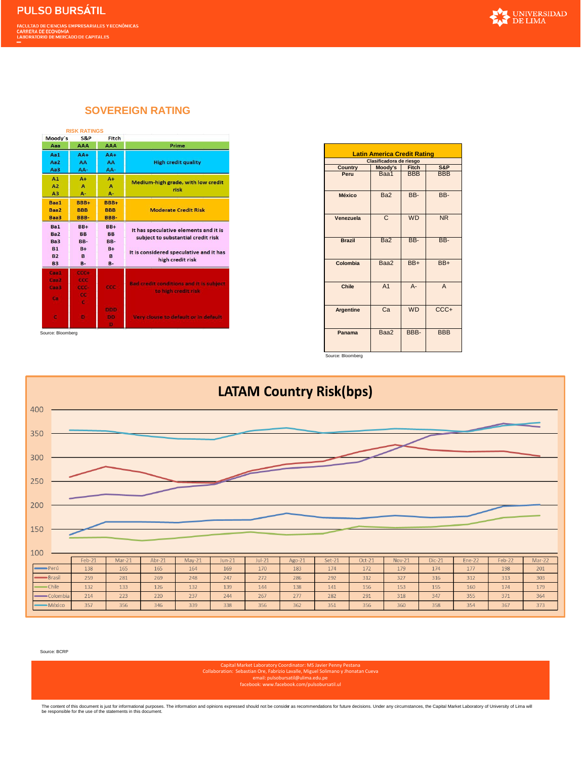# SOVEREIGN RATING

RISK RATINGS

| Moody´s | S&P | Fitch | |
|---|---|---|---|
| Aaa | AAA | AAA | Prime |
| Aa1 | AA+ | AA+ | High credit quality |
| Aa2 | AA | AA | |
| Aa3 | AA- | AA- | |
| A1 | A+ | A+ | Medium-high grade, with low credit risk |
| A2 | A | A | |
| A3 | A- | A- | |
| Baa1 | BBB+ | BBB+ | Moderate Credit Risk |
| Baa2 | BBB | BBB | |
| Baa3 | BBB- | BBB- | |
| Ba1 | BB+ | BB+ | It has speculative elements and it is subject to substantial credit risk |
| Ba2 | BB | BB | |
| Ba3 | BB- | BB- | |
| B1 | B+ | B+ | It is considered speculative and it has high credit risk |
| B2 | B | B | |
| B3 | B- | B- | |
| Caa1 | CCC+ | CCC | Bad credit conditions and it is subject to high credit risk |
| Caa2 | CCC | | |
| Caa3 | CCC- | | |
| Ca | CC | | |
| | C | | |
| C | D | DDD | Very clouse to default or in default |
| | | DD | |
| | | D | |

Source: Bloomberg

**Latin America Credit Rating**

Clasificadora de riesgo

| Country | Moody's | Fitch | S&P |
|---|---|---|---|
| Peru | Baa1 | BBB | BBB |
| México | Ba2 | BB- | BB- |
| Venezuela | C | WD | NR |
| Brazil | Ba2 | BB- | BB- |
| Colombia | Baa2 | BB+ | BB+ |
| Chile | A1 | A- | A |
| Argentine | Ca | WD | CCC+ |
| Panama | Baa2 | BBB- | BBB |

Source: Bloomberg

**LATAM Country Risk(bps)**

400
350
300
250
200
150
100

| | Feb-21 | Mar-21 | Abr-21 | May-21 | Jun-21 | Jul-21 | Ago-21 | Set-21 | Oct-21 | Nov-21 | Dic-21 | Ene-22 | Feb-22 | Mar-22 |
|---|---|---|---|---|---|---|---|---|---|---|---|---|---|---|
| Perú | 138 | 165 | 165 | 164 | 169 | 170 | 183 | 174 | 172 | 179 | 174 | 177 | 198 | 201 |
| Brasil | 259 | 281 | 269 | 248 | 247 | 272 | 286 | 292 | 312 | 327 | 316 | 312 | 313 | 303 |
| Chile | 132 | 133 | 126 | 132 | 139 | 144 | 138 | 141 | 156 | 153 | 155 | 160 | 174 | 179 |
| Colombia | 214 | 223 | 220 | 237 | 244 | 267 | 277 | 282 | 291 | 318 | 347 | 355 | 371 | 364 |
| México | 357 | 356 | 346 | 339 | 338 | 356 | 362 | 351 | 356 | 360 | 358 | 354 | 367 | 373 |

Source: BCRP

Capital Market Laboratory Coordinator: MS Javier Penny Pestana
Collaboration: Sebastian Ore, Fabrizio Lavalle, Miguel Solimano y Jhonatan Cueva
email: pulsobursatil@ulima.edu.pe
facebook: www.facebook.com/pulsobursatil.ul

The content of this document is just for informational purposes. The information and opinions expressed should not be consider as recommendations for future decisions. Under any circumstances, the Capital Market Laboratory of University of Lima will be responsible for the use of the statements in this document.